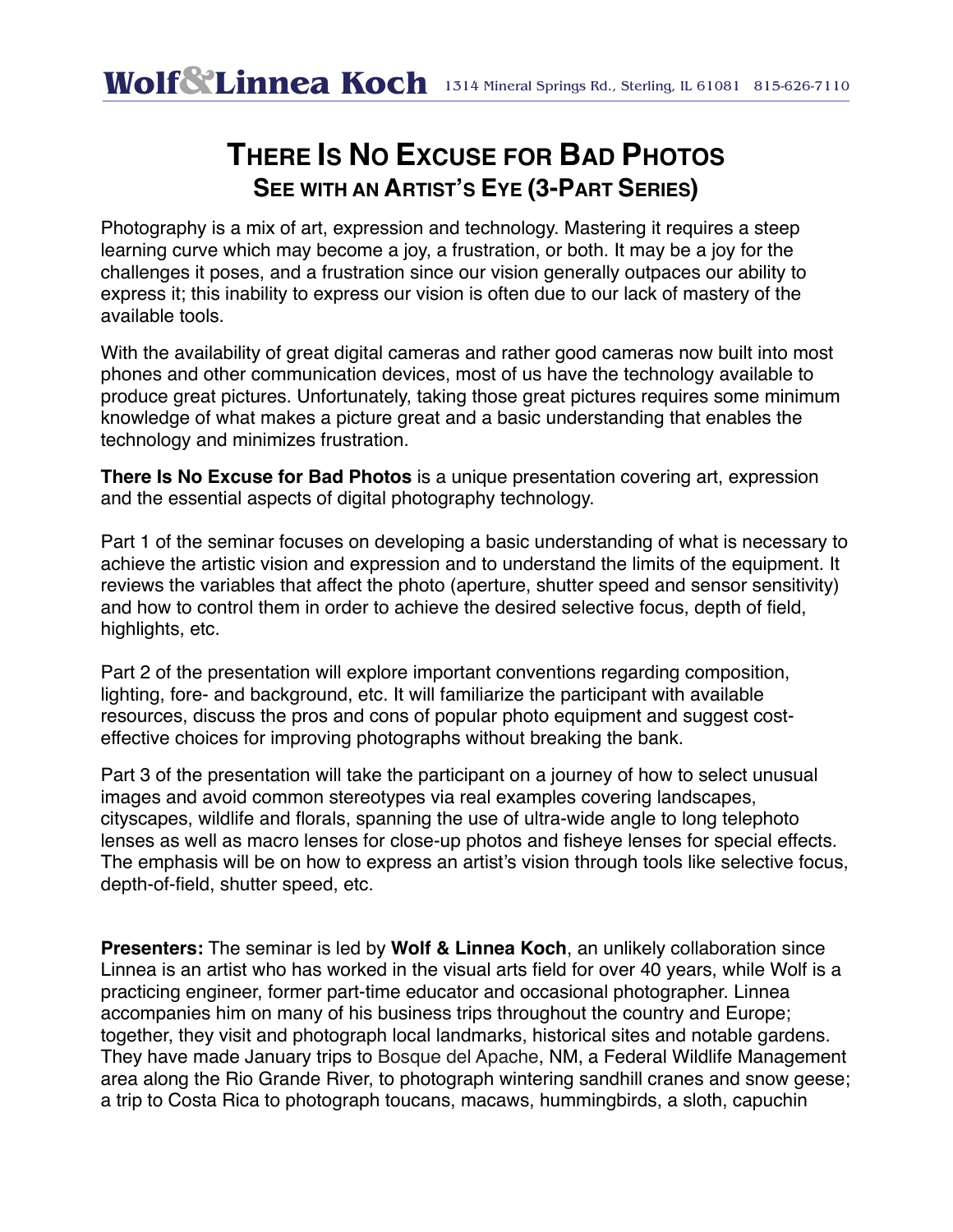**Wolf & Linnea Koch** 1314 Mineral Springs Rd., Sterling, IL 61081 815-626-7110

# There Is No Excuse for Bad Photos

## See with an Artist's Eye (3-Part Series)

Photography is a mix of art, expression and technology. Mastering it requires a steep learning curve which may become a joy, a frustration, or both. It may be a joy for the challenges it poses, and a frustration since our vision generally outpaces our ability to express it; this inability to express our vision is often due to our lack of mastery of the available tools.

With the availability of great digital cameras and rather good cameras now built into most phones and other communication devices, most of us have the technology available to produce great pictures. Unfortunately, taking those great pictures requires some minimum knowledge of what makes a picture great and a basic understanding that enables the technology and minimizes frustration.

**There Is No Excuse for Bad Photos** is a unique presentation covering art, expression and the essential aspects of digital photography technology.

Part 1 of the seminar focuses on developing a basic understanding of what is necessary to achieve the artistic vision and expression and to understand the limits of the equipment. It reviews the variables that affect the photo (aperture, shutter speed and sensor sensitivity) and how to control them in order to achieve the desired selective focus, depth of field, highlights, etc.

Part 2 of the presentation will explore important conventions regarding composition, lighting, fore- and background, etc. It will familiarize the participant with available resources, discuss the pros and cons of popular photo equipment and suggest cost-effective choices for improving photographs without breaking the bank.

Part 3 of the presentation will take the participant on a journey of how to select unusual images and avoid common stereotypes via real examples covering landscapes, cityscapes, wildlife and florals, spanning the use of ultra-wide angle to long telephoto lenses as well as macro lenses for close-up photos and fisheye lenses for special effects. The emphasis will be on how to express an artist's vision through tools like selective focus, depth-of-field, shutter speed, etc.

**Presenters:** The seminar is led by **Wolf & Linnea Koch**, an unlikely collaboration since Linnea is an artist who has worked in the visual arts field for over 40 years, while Wolf is a practicing engineer, former part-time educator and occasional photographer. Linnea accompanies him on many of his business trips throughout the country and Europe; together, they visit and photograph local landmarks, historical sites and notable gardens. They have made January trips to Bosque del Apache, NM, a Federal Wildlife Management area along the Rio Grande River, to photograph wintering sandhill cranes and snow geese; a trip to Costa Rica to photograph toucans, macaws, hummingbirds, a sloth, capuchin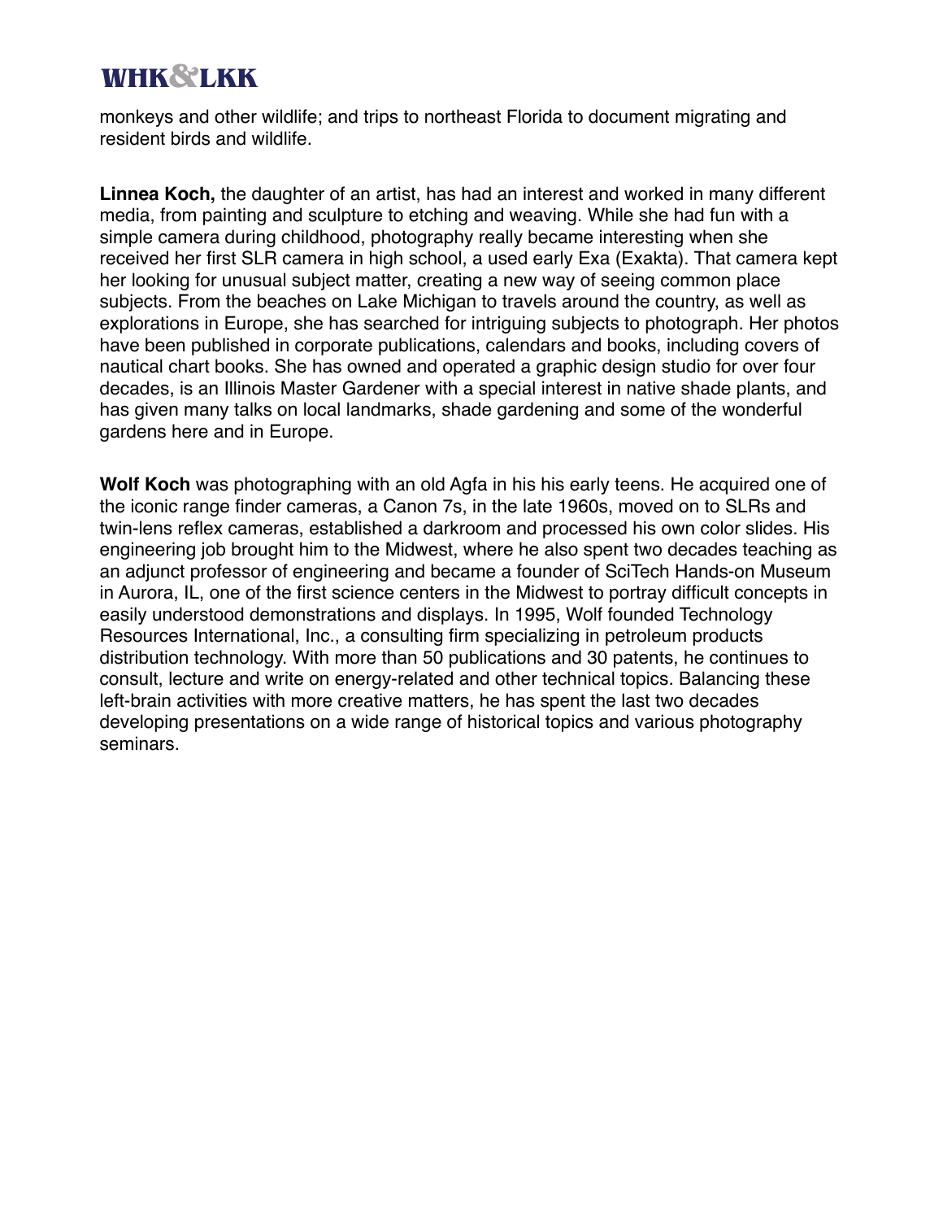monkeys and other wildlife; and trips to northeast Florida to document migrating and resident birds and wildlife.

**Linnea Koch,** the daughter of an artist, has had an interest and worked in many different media, from painting and sculpture to etching and weaving. While she had fun with a simple camera during childhood, photography really became interesting when she received her first SLR camera in high school, a used early Exa (Exakta). That camera kept her looking for unusual subject matter, creating a new way of seeing common place subjects. From the beaches on Lake Michigan to travels around the country, as well as explorations in Europe, she has searched for intriguing subjects to photograph. Her photos have been published in corporate publications, calendars and books, including covers of nautical chart books. She has owned and operated a graphic design studio for over four decades, is an Illinois Master Gardener with a special interest in native shade plants, and has given many talks on local landmarks, shade gardening and some of the wonderful gardens here and in Europe.

**Wolf Koch** was photographing with an old Agfa in his his early teens. He acquired one of the iconic range finder cameras, a Canon 7s, in the late 1960s, moved on to SLRs and twin-lens reflex cameras, established a darkroom and processed his own color slides. His engineering job brought him to the Midwest, where he also spent two decades teaching as an adjunct professor of engineering and became a founder of SciTech Hands-on Museum in Aurora, IL, one of the first science centers in the Midwest to portray difficult concepts in easily understood demonstrations and displays. In 1995, Wolf founded Technology Resources International, Inc., a consulting firm specializing in petroleum products distribution technology. With more than 50 publications and 30 patents, he continues to consult, lecture and write on energy-related and other technical topics. Balancing these left-brain activities with more creative matters, he has spent the last two decades developing presentations on a wide range of historical topics and various photography seminars.